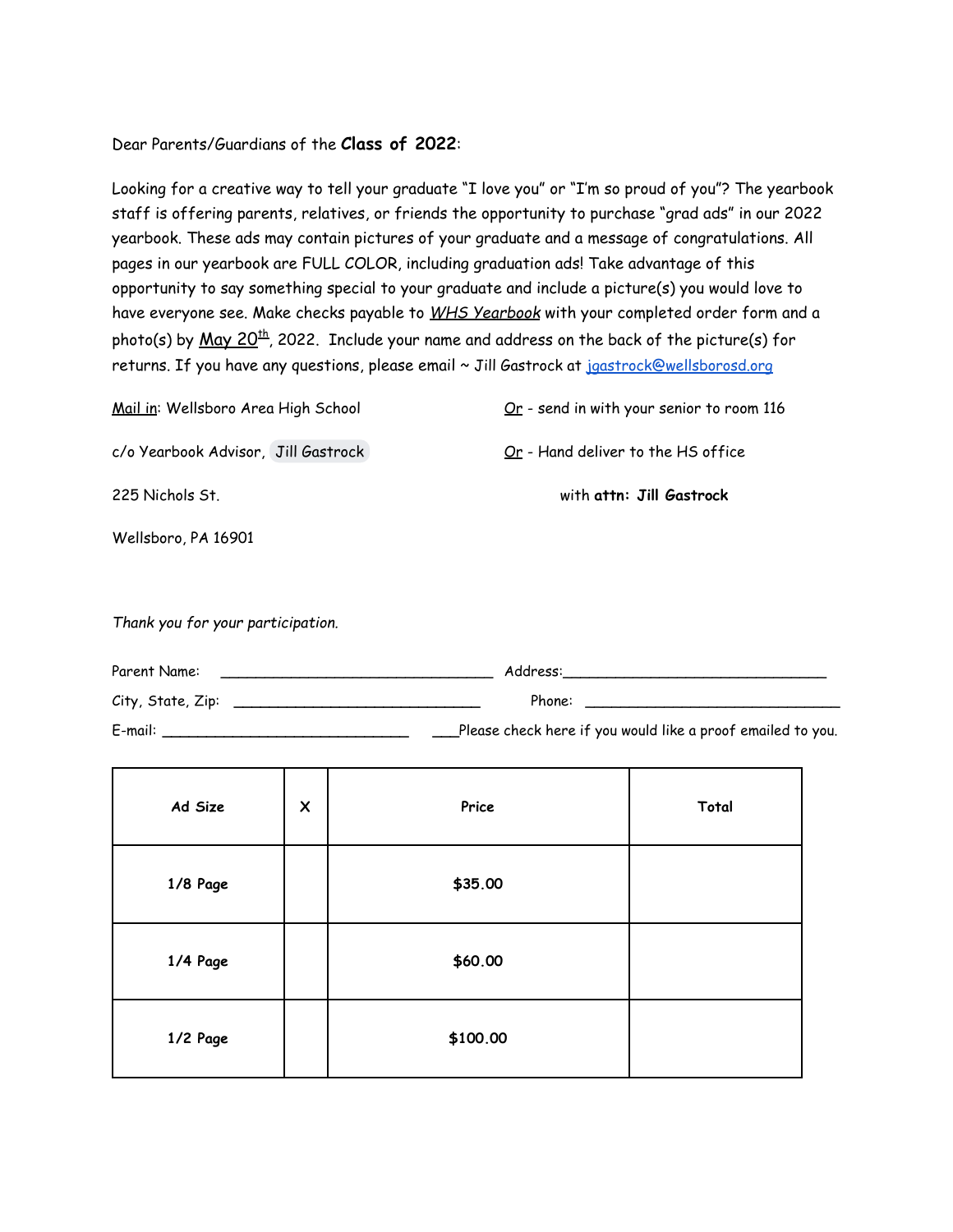Dear Parents/Guardians of the **Class of 2022**:

Looking for a creative way to tell your graduate "I love you" or "I'm so proud of you"? The yearbook staff is offering parents, relatives, or friends the opportunity to purchase "grad ads" in our 2022 yearbook. These ads may contain pictures of your graduate and a message of congratulations. All pages in our yearbook are FULL COLOR, including graduation ads! Take advantage of this opportunity to say something special to your graduate and include a picture(s) you would love to have everyone see. Make checks payable to *WHS Yearbook* with your completed order form and a photo(s) by May 20th, 2022. Include your name and address on the back of the picture(s) for returns. If you have any questions, please email ~ Jill Gastrock at jgastrock@wellsborosd.org

Mail in: Wellsboro Area High School

c/o Yearbook Advisor, Jill Gastrock

225 Nichols St.

Wellsboro, PA 16901

Or - send in with your senior to room 116

Or - Hand deliver to the HS office with **attn: Jill Gastrock**

*Thank you for your participation.*

Parent Name: ______________________________ Address:______________________________

City, State, Zip: ____________________________ Phone: ______________________________

E-mail: ____________________________ ___Please check here if you would like a proof emailed to you.

| Ad Size | X | Price | Total |
|---|---|---|---|
| **1/8 Page** | | **$35.00** | |
| **1/4 Page** | | **$60.00** | |
| **1/2 Page** | | **$100.00** | |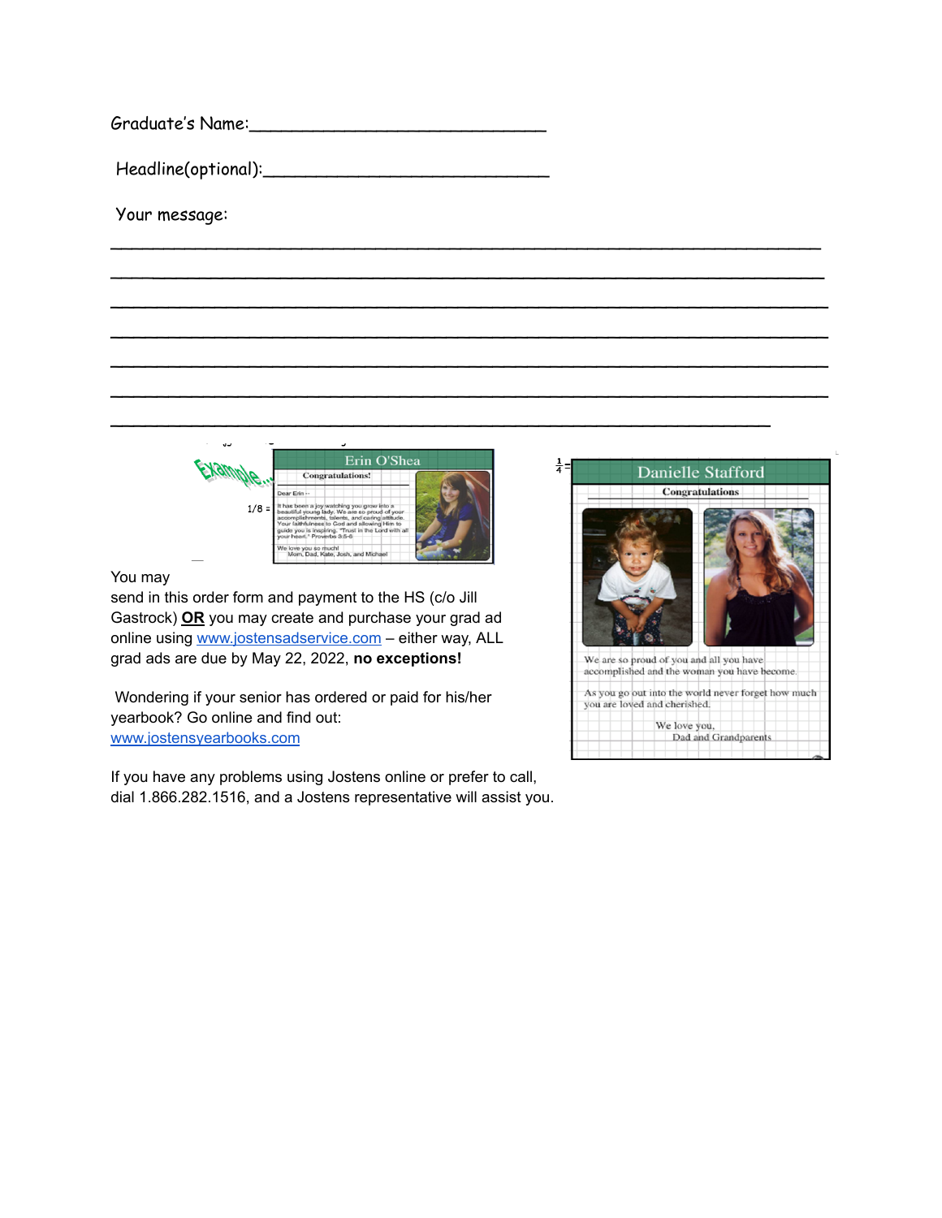Graduate's Name:______________________________

Headline(optional):____________________________

Your message:

________________________________________________________________________

________________________________________________________________________

________________________________________________________________________

________________________________________________________________________

________________________________________________________________________

________________________________________________________________________

__________________________________________________________________

Example...

1/8 =

Erin O'Shea

Congratulations!

Dear Erin --

It has been a joy watching you grow into a beautiful young lady. We are so proud of your accomplishments, talents, and caring attitude. Your faithfulness to God and allowing Him to guide you is inspiring. "Trust in the Lord with all your heart." Proverbs 3:5-6

We love you so much!
Mom, Dad, Kate, Josh, and Michael

$\frac{1}{4}$ =

Danielle Stafford

Congratulations

We are so proud of you and all you have accomplished and the woman you have become.

As you go out into the world never forget how much you are loved and cherished.

We love you,
Dad and Grandparents

You may send in this order form and payment to the HS (c/o Jill Gastrock) **OR** you may create and purchase your grad ad online using www.jostensadservice.com – either way, ALL grad ads are due by May 22, 2022, **no exceptions!**

Wondering if your senior has ordered or paid for his/her yearbook? Go online and find out: www.jostensyearbooks.com

If you have any problems using Jostens online or prefer to call, dial 1.866.282.1516, and a Jostens representative will assist you.